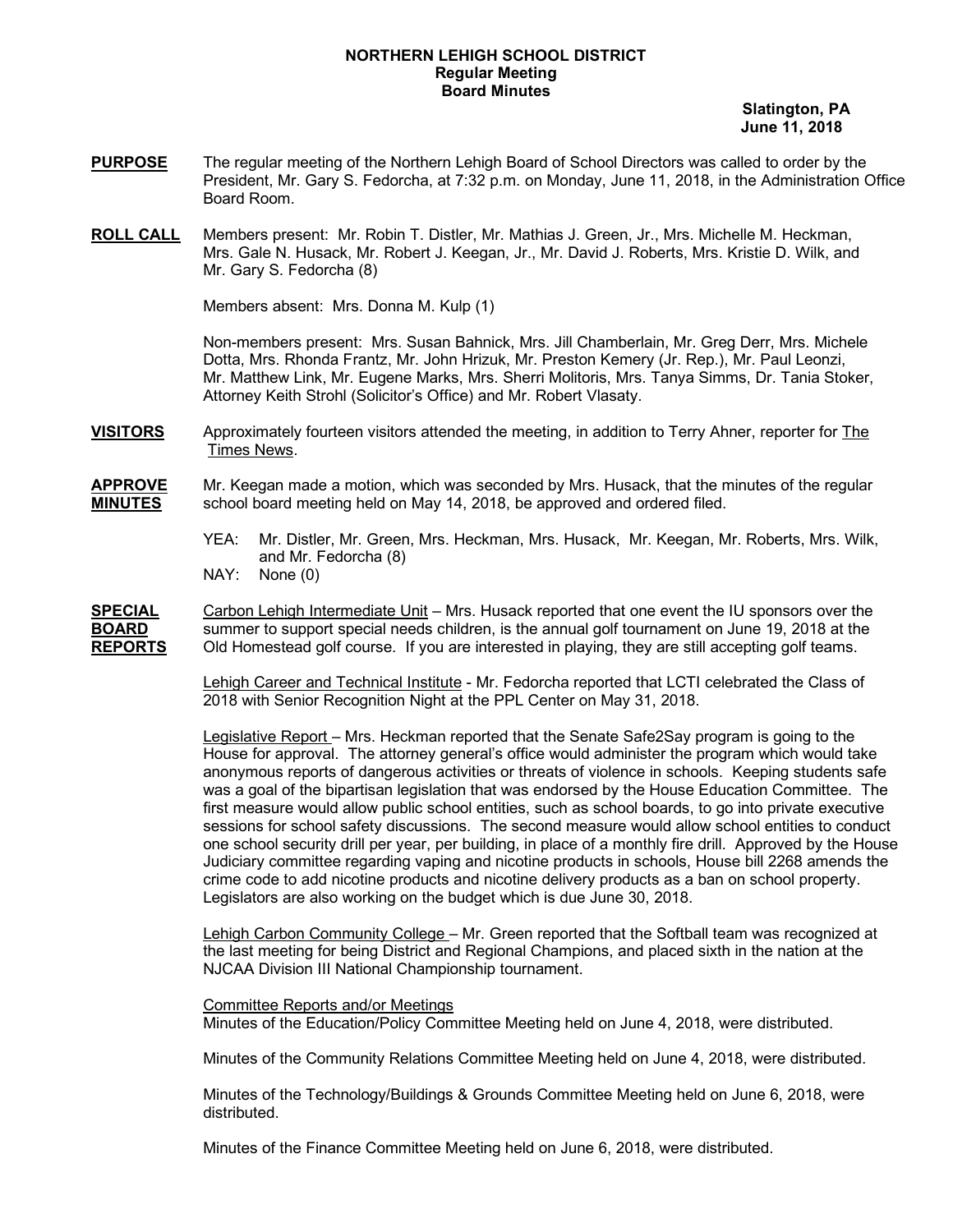**NORTHERN LEHIGH SCHOOL DISTRICT**
**Regular Meeting**
**Board Minutes**

**Slatington, PA**
**June 11, 2018**

**PURPOSE** The regular meeting of the Northern Lehigh Board of School Directors was called to order by the President, Mr. Gary S. Fedorcha, at 7:32 p.m. on Monday, June 11, 2018, in the Administration Office Board Room.

**ROLL CALL** Members present: Mr. Robin T. Distler, Mr. Mathias J. Green, Jr., Mrs. Michelle M. Heckman, Mrs. Gale N. Husack, Mr. Robert J. Keegan, Jr., Mr. David J. Roberts, Mrs. Kristie D. Wilk, and Mr. Gary S. Fedorcha (8)

Members absent: Mrs. Donna M. Kulp (1)

Non-members present: Mrs. Susan Bahnick, Mrs. Jill Chamberlain, Mr. Greg Derr, Mrs. Michele Dotta, Mrs. Rhonda Frantz, Mr. John Hrizuk, Mr. Preston Kemery (Jr. Rep.), Mr. Paul Leonzi, Mr. Matthew Link, Mr. Eugene Marks, Mrs. Sherri Molitoris, Mrs. Tanya Simms, Dr. Tania Stoker, Attorney Keith Strohl (Solicitor's Office) and Mr. Robert Vlasaty.

**VISITORS** Approximately fourteen visitors attended the meeting, in addition to Terry Ahner, reporter for The Times News.

**APPROVE MINUTES** Mr. Keegan made a motion, which was seconded by Mrs. Husack, that the minutes of the regular school board meeting held on May 14, 2018, be approved and ordered filed.

YEA: Mr. Distler, Mr. Green, Mrs. Heckman, Mrs. Husack, Mr. Keegan, Mr. Roberts, Mrs. Wilk, and Mr. Fedorcha (8)
NAY: None (0)

**SPECIAL BOARD REPORTS** Carbon Lehigh Intermediate Unit – Mrs. Husack reported that one event the IU sponsors over the summer to support special needs children, is the annual golf tournament on June 19, 2018 at the Old Homestead golf course. If you are interested in playing, they are still accepting golf teams.

Lehigh Career and Technical Institute - Mr. Fedorcha reported that LCTI celebrated the Class of 2018 with Senior Recognition Night at the PPL Center on May 31, 2018.

Legislative Report – Mrs. Heckman reported that the Senate Safe2Say program is going to the House for approval. The attorney general's office would administer the program which would take anonymous reports of dangerous activities or threats of violence in schools. Keeping students safe was a goal of the bipartisan legislation that was endorsed by the House Education Committee. The first measure would allow public school entities, such as school boards, to go into private executive sessions for school safety discussions. The second measure would allow school entities to conduct one school security drill per year, per building, in place of a monthly fire drill. Approved by the House Judiciary committee regarding vaping and nicotine products in schools, House bill 2268 amends the crime code to add nicotine products and nicotine delivery products as a ban on school property. Legislators are also working on the budget which is due June 30, 2018.

Lehigh Carbon Community College – Mr. Green reported that the Softball team was recognized at the last meeting for being District and Regional Champions, and placed sixth in the nation at the NJCAA Division III National Championship tournament.

Committee Reports and/or Meetings
Minutes of the Education/Policy Committee Meeting held on June 4, 2018, were distributed.

Minutes of the Community Relations Committee Meeting held on June 4, 2018, were distributed.

Minutes of the Technology/Buildings & Grounds Committee Meeting held on June 6, 2018, were distributed.

Minutes of the Finance Committee Meeting held on June 6, 2018, were distributed.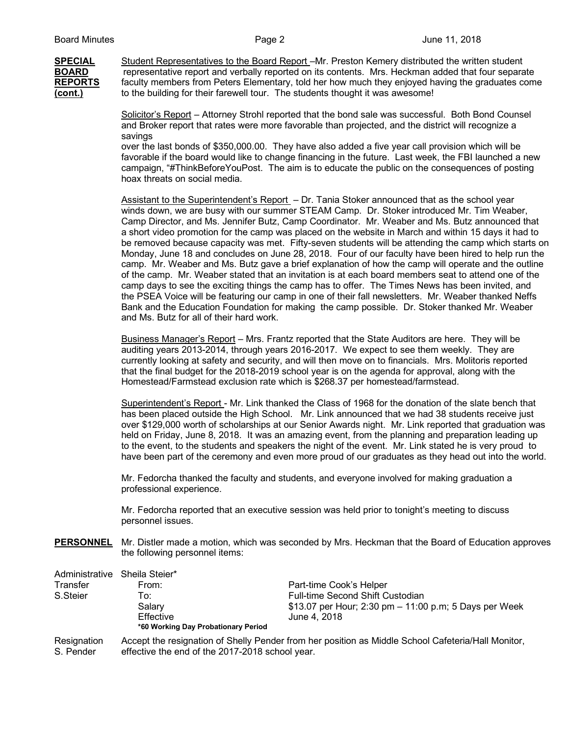**SPECIAL BOARD REPORTS (cont.)**

Student Representatives to the Board Report –Mr. Preston Kemery distributed the written student representative report and verbally reported on its contents. Mrs. Heckman added that four separate faculty members from Peters Elementary, told her how much they enjoyed having the graduates come to the building for their farewell tour. The students thought it was awesome!

Solicitor's Report – Attorney Strohl reported that the bond sale was successful. Both Bond Counsel and Broker report that rates were more favorable than projected, and the district will recognize a savings
over the last bonds of $350,000.00. They have also added a five year call provision which will be favorable if the board would like to change financing in the future. Last week, the FBI launched a new campaign, "#ThinkBeforeYouPost. The aim is to educate the public on the consequences of posting hoax threats on social media.

Assistant to the Superintendent's Report – Dr. Tania Stoker announced that as the school year winds down, we are busy with our summer STEAM Camp. Dr. Stoker introduced Mr. Tim Weaber, Camp Director, and Ms. Jennifer Butz, Camp Coordinator. Mr. Weaber and Ms. Butz announced that a short video promotion for the camp was placed on the website in March and within 15 days it had to be removed because capacity was met. Fifty-seven students will be attending the camp which starts on Monday, June 18 and concludes on June 28, 2018. Four of our faculty have been hired to help run the camp. Mr. Weaber and Ms. Butz gave a brief explanation of how the camp will operate and the outline of the camp. Mr. Weaber stated that an invitation is at each board members seat to attend one of the camp days to see the exciting things the camp has to offer. The Times News has been invited, and the PSEA Voice will be featuring our camp in one of their fall newsletters. Mr. Weaber thanked Neffs Bank and the Education Foundation for making the camp possible. Dr. Stoker thanked Mr. Weaber and Ms. Butz for all of their hard work.

Business Manager's Report – Mrs. Frantz reported that the State Auditors are here. They will be auditing years 2013-2014, through years 2016-2017. We expect to see them weekly. They are currently looking at safety and security, and will then move on to financials. Mrs. Molitoris reported that the final budget for the 2018-2019 school year is on the agenda for approval, along with the Homestead/Farmstead exclusion rate which is $268.37 per homestead/farmstead.

Superintendent's Report - Mr. Link thanked the Class of 1968 for the donation of the slate bench that has been placed outside the High School. Mr. Link announced that we had 38 students receive just over $129,000 worth of scholarships at our Senior Awards night. Mr. Link reported that graduation was held on Friday, June 8, 2018. It was an amazing event, from the planning and preparation leading up to the event, to the students and speakers the night of the event. Mr. Link stated he is very proud to have been part of the ceremony and even more proud of our graduates as they head out into the world.

Mr. Fedorcha thanked the faculty and students, and everyone involved for making graduation a professional experience.

Mr. Fedorcha reported that an executive session was held prior to tonight's meeting to discuss personnel issues.

**PERSONNEL** Mr. Distler made a motion, which was seconded by Mrs. Heckman that the Board of Education approves the following personnel items:

Administrative Transfer S.Steier

Sheila Steier*

| | |
|---|---|
| From: | Part-time Cook's Helper |
| To: | Full-time Second Shift Custodian |
| Salary | $13.07 per Hour; 2:30 pm – 11:00 p.m; 5 Days per Week |
| Effective | June 4, 2018 |

**\*60 Working Day Probationary Period**

Resignation S. Pender

Accept the resignation of Shelly Pender from her position as Middle School Cafeteria/Hall Monitor, effective the end of the 2017-2018 school year.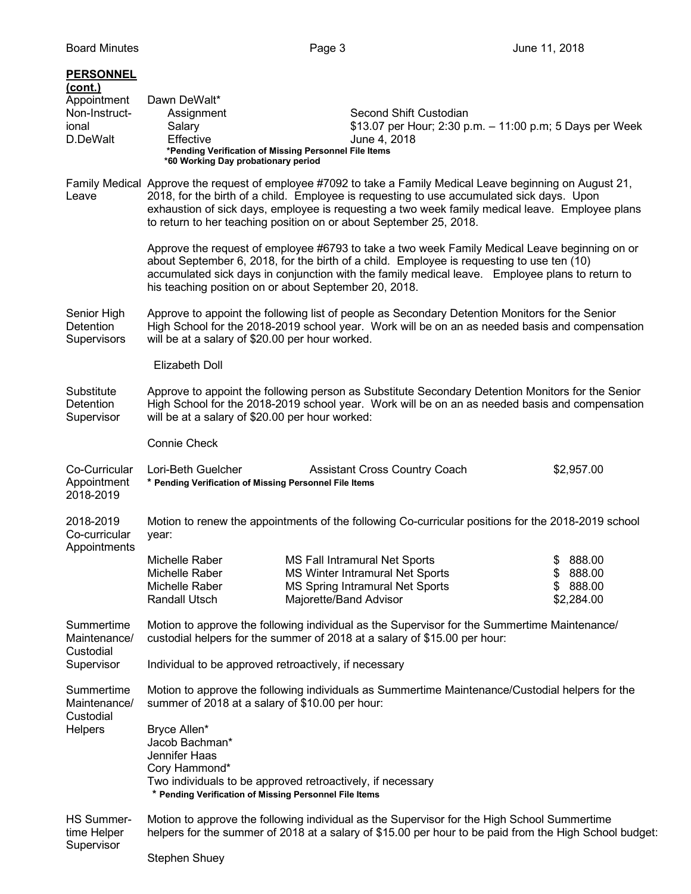**PERSONNEL (cont.)**

**Appointment Non-Instructional D.DeWalt**

Dawn DeWalt*

| | |
|---|---|
| Assignment | Second Shift Custodian |
| Salary | $13.07 per Hour; 2:30 p.m. – 11:00 p.m; 5 Days per Week |
| Effective | June 4, 2018 |

**\*Pending Verification of Missing Personnel File Items**
**\*60 Working Day probationary period**

**Family Medical Leave**

Approve the request of employee #7092 to take a Family Medical Leave beginning on August 21, 2018, for the birth of a child. Employee is requesting to use accumulated sick days. Upon exhaustion of sick days, employee is requesting a two week family medical leave. Employee plans to return to her teaching position on or about September 25, 2018.

Approve the request of employee #6793 to take a two week Family Medical Leave beginning on or about September 6, 2018, for the birth of a child. Employee is requesting to use ten (10) accumulated sick days in conjunction with the family medical leave. Employee plans to return to his teaching position on or about September 20, 2018.

**Senior High Detention Supervisors**

Approve to appoint the following list of people as Secondary Detention Monitors for the Senior High School for the 2018-2019 school year. Work will be on an as needed basis and compensation will be at a salary of $20.00 per hour worked.

Elizabeth Doll

**Substitute Detention Supervisor**

Approve to appoint the following person as Substitute Secondary Detention Monitors for the Senior High School for the 2018-2019 school year. Work will be on an as needed basis and compensation will be at a salary of $20.00 per hour worked:

Connie Check

**Co-Curricular Appointment 2018-2019**

| | | |
|---|---|---|
| Lori-Beth Guelcher | Assistant Cross Country Coach | $2,957.00 |

**\* Pending Verification of Missing Personnel File Items**

**2018-2019 Co-curricular Appointments**

Motion to renew the appointments of the following Co-curricular positions for the 2018-2019 school year:

| | | |
|---|---|---|
| Michelle Raber | MS Fall Intramural Net Sports | $ 888.00 |
| Michelle Raber | MS Winter Intramural Net Sports | $ 888.00 |
| Michelle Raber | MS Spring Intramural Net Sports | $ 888.00 |
| Randall Utsch | Majorette/Band Advisor | $2,284.00 |

**Summertime Maintenance/ Custodial Supervisor**

Motion to approve the following individual as the Supervisor for the Summertime Maintenance/ custodial helpers for the summer of 2018 at a salary of $15.00 per hour:

Individual to be approved retroactively, if necessary

**Summertime Maintenance/ Custodial Helpers**

Motion to approve the following individuals as Summertime Maintenance/Custodial helpers for the summer of 2018 at a salary of $10.00 per hour:

Bryce Allen*
Jacob Bachman*
Jennifer Haas
Cory Hammond*
Two individuals to be approved retroactively, if necessary

**\* Pending Verification of Missing Personnel File Items**

**HS Summertime Helper Supervisor**

Motion to approve the following individual as the Supervisor for the High School Summertime helpers for the summer of 2018 at a salary of $15.00 per hour to be paid from the High School budget:

Stephen Shuey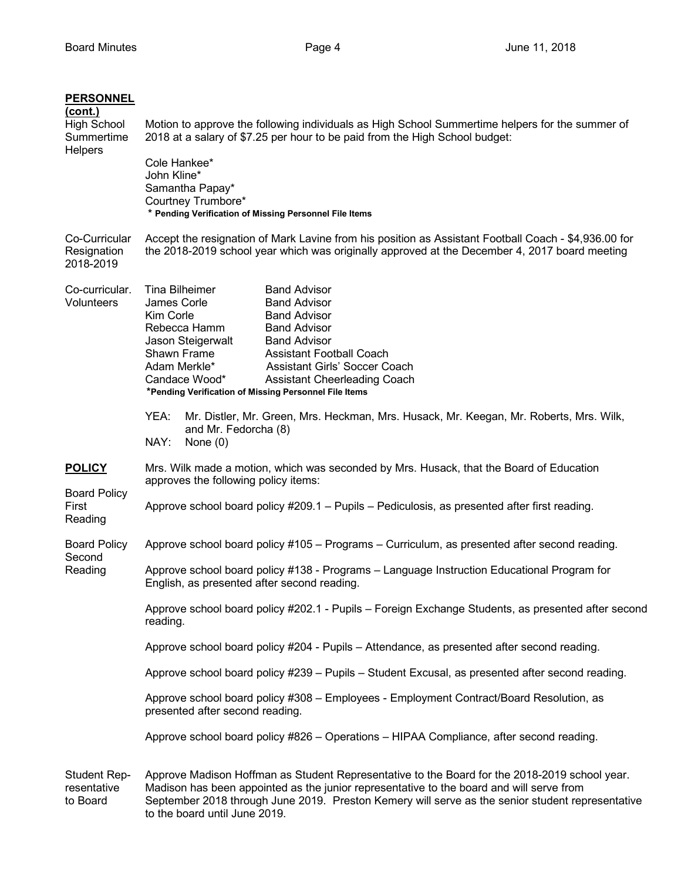**PERSONNEL (cont.)**

High School Summertime Helpers

Motion to approve the following individuals as High School Summertime helpers for the summer of 2018 at a salary of $7.25 per hour to be paid from the High School budget:

Cole Hankee*
John Kline*
Samantha Papay*
Courtney Trumbore*
**\* Pending Verification of Missing Personnel File Items**

Co-Curricular Resignation 2018-2019

Accept the resignation of Mark Lavine from his position as Assistant Football Coach - $4,936.00 for the 2018-2019 school year which was originally approved at the December 4, 2017 board meeting

Co-curricular. Volunteers

| | |
|---|---|
| Tina Bilheimer | Band Advisor |
| James Corle | Band Advisor |
| Kim Corle | Band Advisor |
| Rebecca Hamm | Band Advisor |
| Jason Steigerwalt | Band Advisor |
| Shawn Frame | Assistant Football Coach |
| Adam Merkle* | Assistant Girls' Soccer Coach |
| Candace Wood* | Assistant Cheerleading Coach |

**\*Pending Verification of Missing Personnel File Items**

YEA: Mr. Distler, Mr. Green, Mrs. Heckman, Mrs. Husack, Mr. Keegan, Mr. Roberts, Mrs. Wilk, and Mr. Fedorcha (8)
NAY: None (0)

**POLICY**

Mrs. Wilk made a motion, which was seconded by Mrs. Husack, that the Board of Education approves the following policy items:

Board Policy First Reading

Approve school board policy #209.1 – Pupils – Pediculosis, as presented after first reading.

Board Policy Second Reading

Approve school board policy #105 – Programs – Curriculum, as presented after second reading.

Approve school board policy #138 - Programs – Language Instruction Educational Program for English, as presented after second reading.

Approve school board policy #202.1 - Pupils – Foreign Exchange Students, as presented after second reading.

Approve school board policy #204 - Pupils – Attendance, as presented after second reading.

Approve school board policy #239 – Pupils – Student Excusal, as presented after second reading.

Approve school board policy #308 – Employees - Employment Contract/Board Resolution, as presented after second reading.

Approve school board policy #826 – Operations – HIPAA Compliance, after second reading.

Student Representative to Board

Approve Madison Hoffman as Student Representative to the Board for the 2018-2019 school year. Madison has been appointed as the junior representative to the board and will serve from September 2018 through June 2019. Preston Kemery will serve as the senior student representative to the board until June 2019.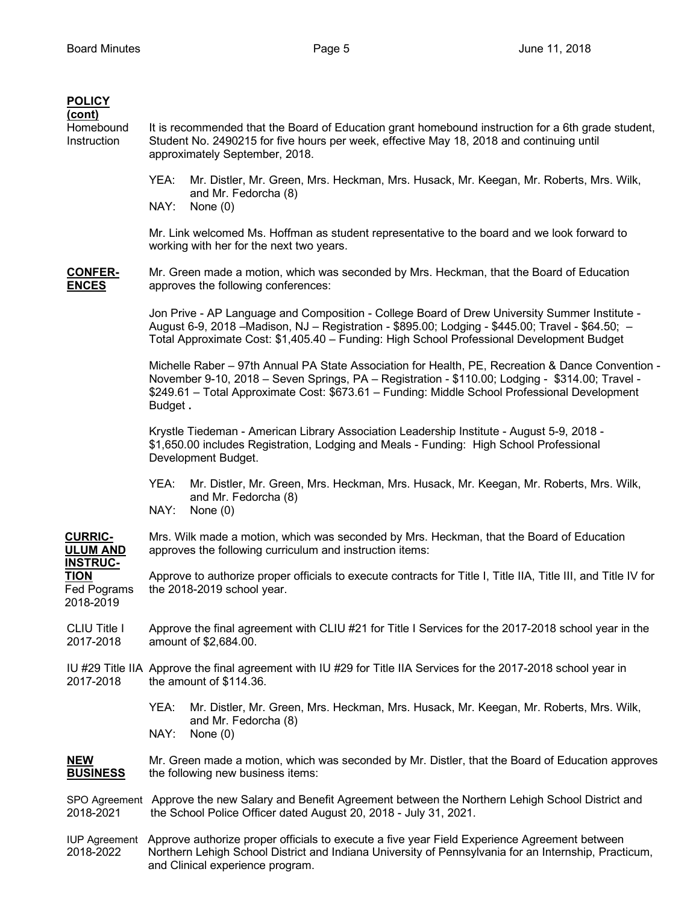**POLICY (cont)**

Homebound Instruction

It is recommended that the Board of Education grant homebound instruction for a 6th grade student, Student No. 2490215 for five hours per week, effective May 18, 2018 and continuing until approximately September, 2018.

YEA: Mr. Distler, Mr. Green, Mrs. Heckman, Mrs. Husack, Mr. Keegan, Mr. Roberts, Mrs. Wilk, and Mr. Fedorcha (8)
NAY: None (0)

Mr. Link welcomed Ms. Hoffman as student representative to the board and we look forward to working with her for the next two years.

**CONFERENCES**

Mr. Green made a motion, which was seconded by Mrs. Heckman, that the Board of Education approves the following conferences:

Jon Prive - AP Language and Composition - College Board of Drew University Summer Institute - August 6-9, 2018 –Madison, NJ – Registration - $895.00; Lodging - $445.00; Travel - $64.50; – Total Approximate Cost: $1,405.40 – Funding: High School Professional Development Budget

Michelle Raber – 97th Annual PA State Association for Health, PE, Recreation & Dance Convention - November 9-10, 2018 – Seven Springs, PA – Registration - $110.00; Lodging - $314.00; Travel - $249.61 – Total Approximate Cost: $673.61 – Funding: Middle School Professional Development Budget **.**

Krystle Tiedeman - American Library Association Leadership Institute - August 5-9, 2018 - $1,650.00 includes Registration, Lodging and Meals - Funding: High School Professional Development Budget.

YEA: Mr. Distler, Mr. Green, Mrs. Heckman, Mrs. Husack, Mr. Keegan, Mr. Roberts, Mrs. Wilk, and Mr. Fedorcha (8)
NAY: None (0)

**CURRICULUM AND INSTRUCTION**

Mrs. Wilk made a motion, which was seconded by Mrs. Heckman, that the Board of Education approves the following curriculum and instruction items:

Fed Pograms 2018-2019

Approve to authorize proper officials to execute contracts for Title I, Title IIA, Title III, and Title IV for the 2018-2019 school year.

CLIU Title I 2017-2018

Approve the final agreement with CLIU #21 for Title I Services for the 2017-2018 school year in the amount of $2,684.00.

IU #29 Title IIA 2017-2018

Approve the final agreement with IU #29 for Title IIA Services for the 2017-2018 school year in the amount of $114.36.

YEA: Mr. Distler, Mr. Green, Mrs. Heckman, Mrs. Husack, Mr. Keegan, Mr. Roberts, Mrs. Wilk, and Mr. Fedorcha (8)
NAY: None (0)

**NEW BUSINESS**

Mr. Green made a motion, which was seconded by Mr. Distler, that the Board of Education approves the following new business items:

SPO Agreement 2018-2021

Approve the new Salary and Benefit Agreement between the Northern Lehigh School District and the School Police Officer dated August 20, 2018 - July 31, 2021.

IUP Agreement 2018-2022

Approve authorize proper officials to execute a five year Field Experience Agreement between Northern Lehigh School District and Indiana University of Pennsylvania for an Internship, Practicum, and Clinical experience program.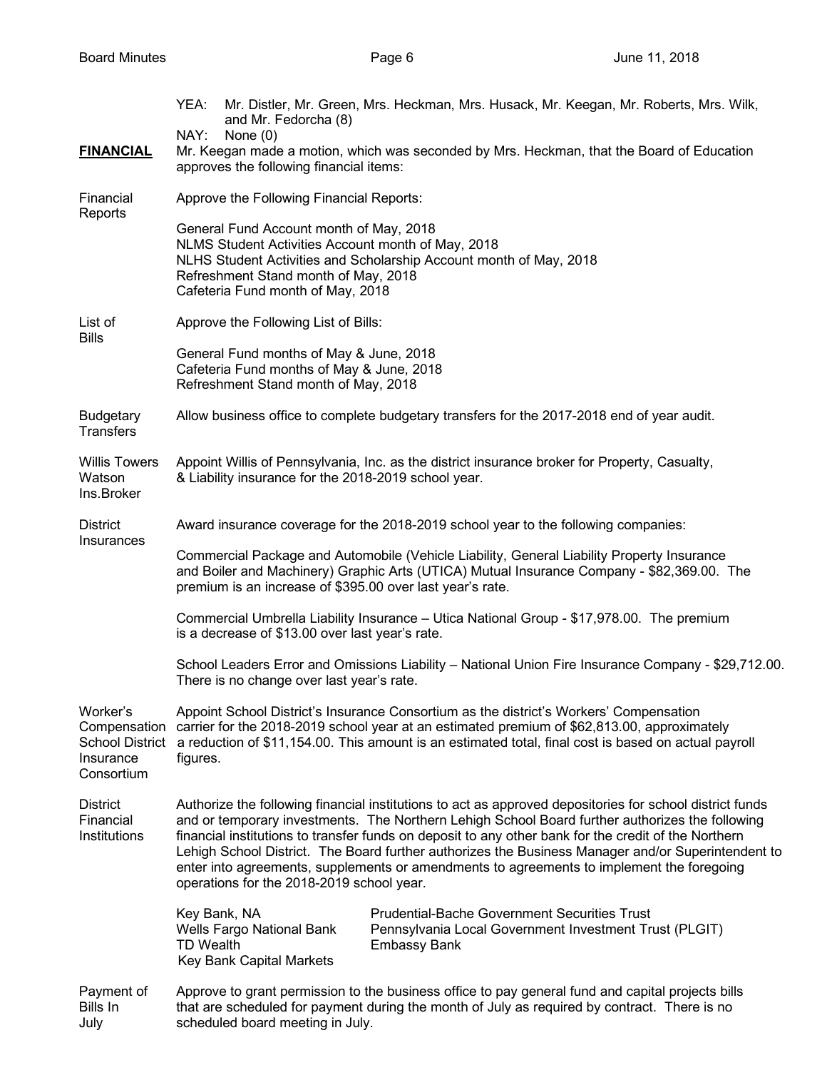YEA: Mr. Distler, Mr. Green, Mrs. Heckman, Mrs. Husack, Mr. Keegan, Mr. Roberts, Mrs. Wilk, and Mr. Fedorcha (8)

NAY: None (0)

**FINANCIAL** Mr. Keegan made a motion, which was seconded by Mrs. Heckman, that the Board of Education approves the following financial items:

**Financial Reports**

Approve the Following Financial Reports:

General Fund Account month of May, 2018
NLMS Student Activities Account month of May, 2018
NLHS Student Activities and Scholarship Account month of May, 2018
Refreshment Stand month of May, 2018
Cafeteria Fund month of May, 2018

**List of Bills**

Approve the Following List of Bills:

General Fund months of May & June, 2018
Cafeteria Fund months of May & June, 2018
Refreshment Stand month of May, 2018

**Budgetary Transfers**

Allow business office to complete budgetary transfers for the 2017-2018 end of year audit.

**Willis Towers Watson Ins.Broker**

Appoint Willis of Pennsylvania, Inc. as the district insurance broker for Property, Casualty, & Liability insurance for the 2018-2019 school year.

**District Insurances**

Award insurance coverage for the 2018-2019 school year to the following companies:

Commercial Package and Automobile (Vehicle Liability, General Liability Property Insurance and Boiler and Machinery) Graphic Arts (UTICA) Mutual Insurance Company - $82,369.00. The premium is an increase of $395.00 over last year's rate.

Commercial Umbrella Liability Insurance – Utica National Group - $17,978.00. The premium is a decrease of $13.00 over last year's rate.

School Leaders Error and Omissions Liability – National Union Fire Insurance Company - $29,712.00. There is no change over last year's rate.

**Worker's Compensation School District Insurance Consortium**

Appoint School District's Insurance Consortium as the district's Workers' Compensation carrier for the 2018-2019 school year at an estimated premium of $62,813.00, approximately a reduction of $11,154.00. This amount is an estimated total, final cost is based on actual payroll figures.

**District Financial Institutions**

Authorize the following financial institutions to act as approved depositories for school district funds and or temporary investments. The Northern Lehigh School Board further authorizes the following financial institutions to transfer funds on deposit to any other bank for the credit of the Northern Lehigh School District. The Board further authorizes the Business Manager and/or Superintendent to enter into agreements, supplements or amendments to agreements to implement the foregoing operations for the 2018-2019 school year.

Key Bank, NA
Wells Fargo National Bank
TD Wealth
Key Bank Capital Markets
Prudential-Bache Government Securities Trust
Pennsylvania Local Government Investment Trust (PLGIT)
Embassy Bank

**Payment of Bills In July**

Approve to grant permission to the business office to pay general fund and capital projects bills that are scheduled for payment during the month of July as required by contract. There is no scheduled board meeting in July.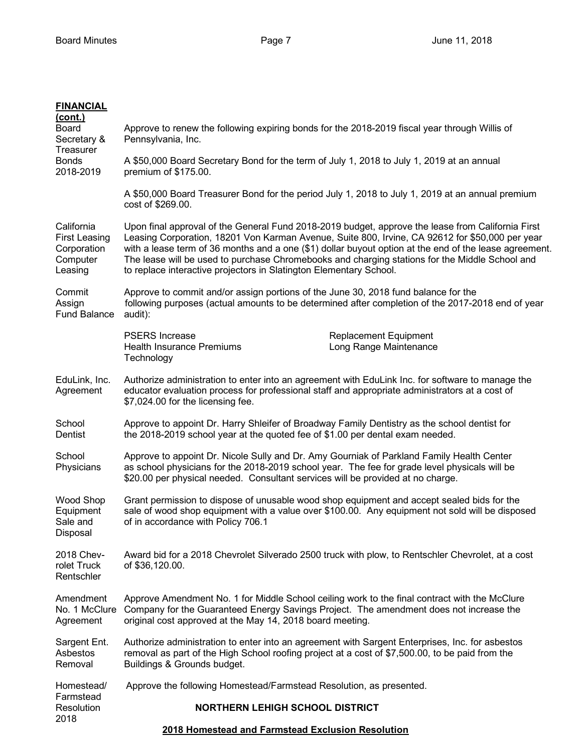**FINANCIAL (cont.)**

**Board Secretary & Treasurer Bonds 2018-2019**

Approve to renew the following expiring bonds for the 2018-2019 fiscal year through Willis of Pennsylvania, Inc.

A $50,000 Board Secretary Bond for the term of July 1, 2018 to July 1, 2019 at an annual premium of $175.00.

A $50,000 Board Treasurer Bond for the period July 1, 2018 to July 1, 2019 at an annual premium cost of $269.00.

**California First Leasing Corporation Computer Leasing**

Upon final approval of the General Fund 2018-2019 budget, approve the lease from California First Leasing Corporation, 18201 Von Karman Avenue, Suite 800, Irvine, CA 92612 for $50,000 per year with a lease term of 36 months and a one ($1) dollar buyout option at the end of the lease agreement. The lease will be used to purchase Chromebooks and charging stations for the Middle School and to replace interactive projectors in Slatington Elementary School.

**Commit Assign Fund Balance**

Approve to commit and/or assign portions of the June 30, 2018 fund balance for the following purposes (actual amounts to be determined after completion of the 2017-2018 end of year audit):

- PSERS Increase
- Health Insurance Premiums
- Technology
- Replacement Equipment
- Long Range Maintenance

**EduLink, Inc. Agreement**

Authorize administration to enter into an agreement with EduLink Inc. for software to manage the educator evaluation process for professional staff and appropriate administrators at a cost of $7,024.00 for the licensing fee.

**School Dentist**

Approve to appoint Dr. Harry Shleifer of Broadway Family Dentistry as the school dentist for the 2018-2019 school year at the quoted fee of $1.00 per dental exam needed.

**School Physicians**

Approve to appoint Dr. Nicole Sully and Dr. Amy Gourniak of Parkland Family Health Center as school physicians for the 2018-2019 school year. The fee for grade level physicals will be $20.00 per physical needed. Consultant services will be provided at no charge.

**Wood Shop Equipment Sale and Disposal**

Grant permission to dispose of unusable wood shop equipment and accept sealed bids for the sale of wood shop equipment with a value over $100.00. Any equipment not sold will be disposed of in accordance with Policy 706.1

**2018 Chevrolet Truck Rentschler**

Award bid for a 2018 Chevrolet Silverado 2500 truck with plow, to Rentschler Chevrolet, at a cost of $36,120.00.

**Amendment No. 1 McClure Agreement**

Approve Amendment No. 1 for Middle School ceiling work to the final contract with the McClure Company for the Guaranteed Energy Savings Project. The amendment does not increase the original cost approved at the May 14, 2018 board meeting.

**Sargent Ent. Asbestos Removal**

Authorize administration to enter into an agreement with Sargent Enterprises, Inc. for asbestos removal as part of the High School roofing project at a cost of $7,500.00, to be paid from the Buildings & Grounds budget.

**Homestead/ Farmstead Resolution 2018**

Approve the following Homestead/Farmstead Resolution, as presented.

**NORTHERN LEHIGH SCHOOL DISTRICT**

**2018 Homestead and Farmstead Exclusion Resolution**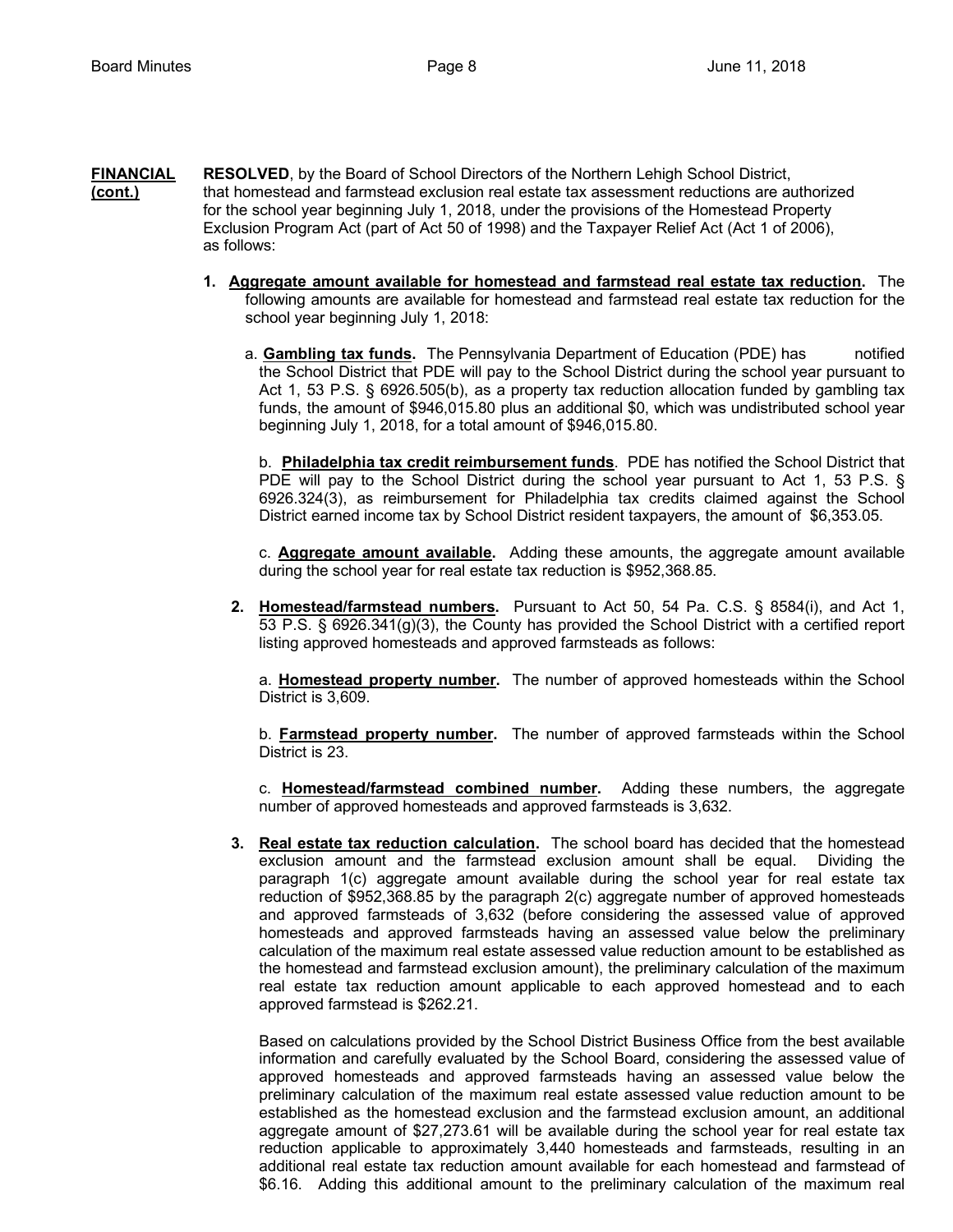**FINANCIAL (cont.)**

**RESOLVED**, by the Board of School Directors of the Northern Lehigh School District, that homestead and farmstead exclusion real estate tax assessment reductions are authorized for the school year beginning July 1, 2018, under the provisions of the Homestead Property Exclusion Program Act (part of Act 50 of 1998) and the Taxpayer Relief Act (Act 1 of 2006), as follows:

1. **Aggregate amount available for homestead and farmstead real estate tax reduction.** The following amounts are available for homestead and farmstead real estate tax reduction for the school year beginning July 1, 2018:

   a. **Gambling tax funds.** The Pennsylvania Department of Education (PDE) has notified the School District that PDE will pay to the School District during the school year pursuant to Act 1, 53 P.S. § 6926.505(b), as a property tax reduction allocation funded by gambling tax funds, the amount of $946,015.80 plus an additional $0, which was undistributed school year beginning July 1, 2018, for a total amount of $946,015.80.

   b. **Philadelphia tax credit reimbursement funds**. PDE has notified the School District that PDE will pay to the School District during the school year pursuant to Act 1, 53 P.S. § 6926.324(3), as reimbursement for Philadelphia tax credits claimed against the School District earned income tax by School District resident taxpayers, the amount of $6,353.05.

   c. **Aggregate amount available.** Adding these amounts, the aggregate amount available during the school year for real estate tax reduction is $952,368.85.

2. **Homestead/farmstead numbers.** Pursuant to Act 50, 54 Pa. C.S. § 8584(i), and Act 1, 53 P.S. § 6926.341(g)(3), the County has provided the School District with a certified report listing approved homesteads and approved farmsteads as follows:

   a. **Homestead property number.** The number of approved homesteads within the School District is 3,609.

   b. **Farmstead property number.** The number of approved farmsteads within the School District is 23.

   c. **Homestead/farmstead combined number.** Adding these numbers, the aggregate number of approved homesteads and approved farmsteads is 3,632.

3. **Real estate tax reduction calculation.** The school board has decided that the homestead exclusion amount and the farmstead exclusion amount shall be equal. Dividing the paragraph 1(c) aggregate amount available during the school year for real estate tax reduction of $952,368.85 by the paragraph 2(c) aggregate number of approved homesteads and approved farmsteads of 3,632 (before considering the assessed value of approved homesteads and approved farmsteads having an assessed value below the preliminary calculation of the maximum real estate assessed value reduction amount to be established as the homestead and farmstead exclusion amount), the preliminary calculation of the maximum real estate tax reduction amount applicable to each approved homestead and to each approved farmstead is $262.21.

   Based on calculations provided by the School District Business Office from the best available information and carefully evaluated by the School Board, considering the assessed value of approved homesteads and approved farmsteads having an assessed value below the preliminary calculation of the maximum real estate assessed value reduction amount to be established as the homestead exclusion and the farmstead exclusion amount, an additional aggregate amount of $27,273.61 will be available during the school year for real estate tax reduction applicable to approximately 3,440 homesteads and farmsteads, resulting in an additional real estate tax reduction amount available for each homestead and farmstead of $6.16. Adding this additional amount to the preliminary calculation of the maximum real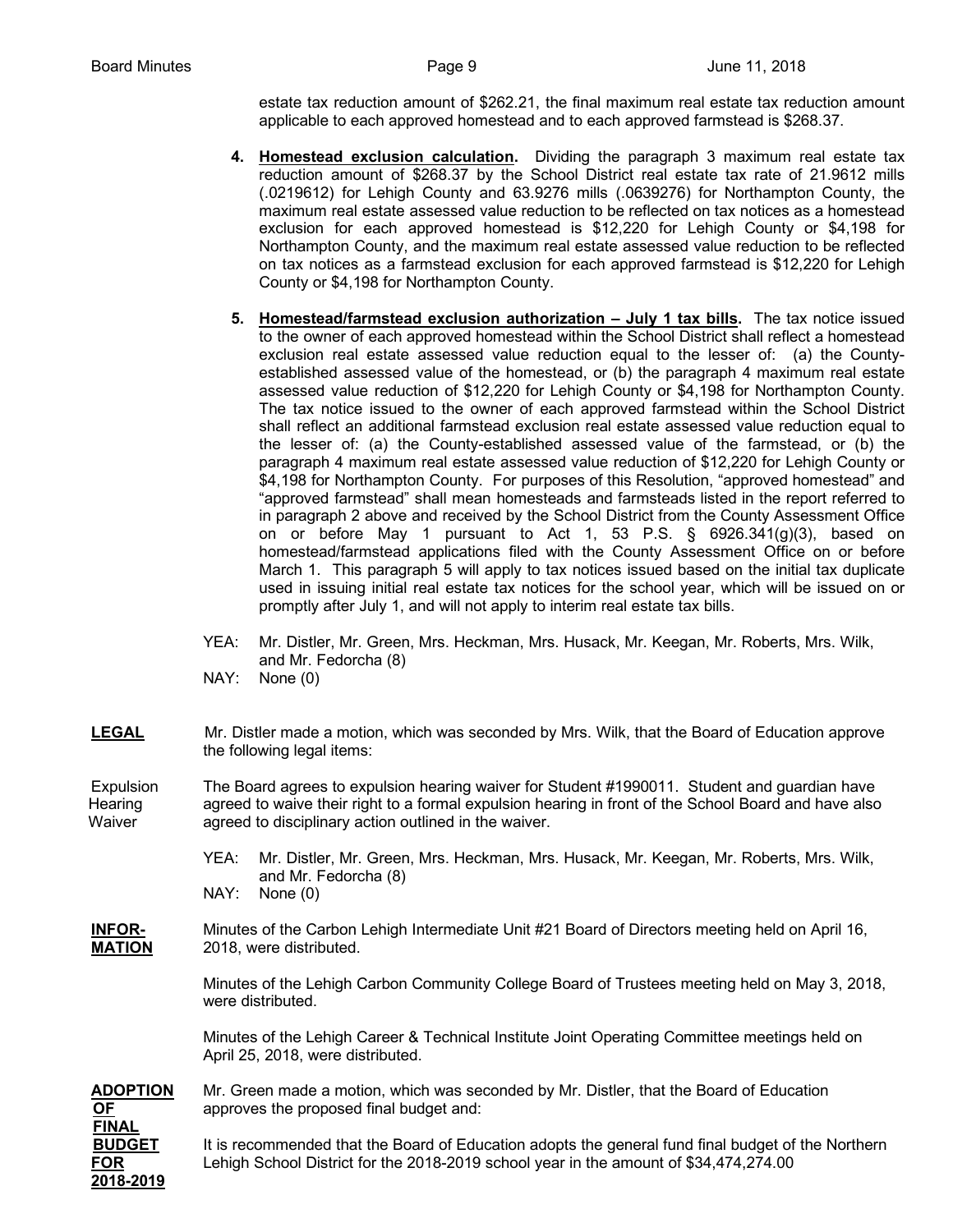estate tax reduction amount of $262.21, the final maximum real estate tax reduction amount applicable to each approved homestead and to each approved farmstead is $268.37.

4. **Homestead exclusion calculation.** Dividing the paragraph 3 maximum real estate tax reduction amount of $268.37 by the School District real estate tax rate of 21.9612 mills (.0219612) for Lehigh County and 63.9276 mills (.0639276) for Northampton County, the maximum real estate assessed value reduction to be reflected on tax notices as a homestead exclusion for each approved homestead is $12,220 for Lehigh County or $4,198 for Northampton County, and the maximum real estate assessed value reduction to be reflected on tax notices as a farmstead exclusion for each approved farmstead is $12,220 for Lehigh County or $4,198 for Northampton County.

5. **Homestead/farmstead exclusion authorization – July 1 tax bills.** The tax notice issued to the owner of each approved homestead within the School District shall reflect a homestead exclusion real estate assessed value reduction equal to the lesser of: (a) the County-established assessed value of the homestead, or (b) the paragraph 4 maximum real estate assessed value reduction of $12,220 for Lehigh County or $4,198 for Northampton County. The tax notice issued to the owner of each approved farmstead within the School District shall reflect an additional farmstead exclusion real estate assessed value reduction equal to the lesser of: (a) the County-established assessed value of the farmstead, or (b) the paragraph 4 maximum real estate assessed value reduction of $12,220 for Lehigh County or $4,198 for Northampton County. For purposes of this Resolution, "approved homestead" and "approved farmstead" shall mean homesteads and farmsteads listed in the report referred to in paragraph 2 above and received by the School District from the County Assessment Office on or before May 1 pursuant to Act 1, 53 P.S. § 6926.341(g)(3), based on homestead/farmstead applications filed with the County Assessment Office on or before March 1. This paragraph 5 will apply to tax notices issued based on the initial tax duplicate used in issuing initial real estate tax notices for the school year, which will be issued on or promptly after July 1, and will not apply to interim real estate tax bills.

YEA: Mr. Distler, Mr. Green, Mrs. Heckman, Mrs. Husack, Mr. Keegan, Mr. Roberts, Mrs. Wilk, and Mr. Fedorcha (8)
NAY: None (0)

**LEGAL** Mr. Distler made a motion, which was seconded by Mrs. Wilk, that the Board of Education approve the following legal items:

Expulsion Hearing Waiver — The Board agrees to expulsion hearing waiver for Student #1990011. Student and guardian have agreed to waive their right to a formal expulsion hearing in front of the School Board and have also agreed to disciplinary action outlined in the waiver.

YEA: Mr. Distler, Mr. Green, Mrs. Heckman, Mrs. Husack, Mr. Keegan, Mr. Roberts, Mrs. Wilk, and Mr. Fedorcha (8)
NAY: None (0)

**INFORMATION** Minutes of the Carbon Lehigh Intermediate Unit #21 Board of Directors meeting held on April 16, 2018, were distributed.

Minutes of the Lehigh Carbon Community College Board of Trustees meeting held on May 3, 2018, were distributed.

Minutes of the Lehigh Career & Technical Institute Joint Operating Committee meetings held on April 25, 2018, were distributed.

**ADOPTION OF FINAL BUDGET FOR 2018-2019** Mr. Green made a motion, which was seconded by Mr. Distler, that the Board of Education approves the proposed final budget and:

It is recommended that the Board of Education adopts the general fund final budget of the Northern Lehigh School District for the 2018-2019 school year in the amount of $34,474,274.00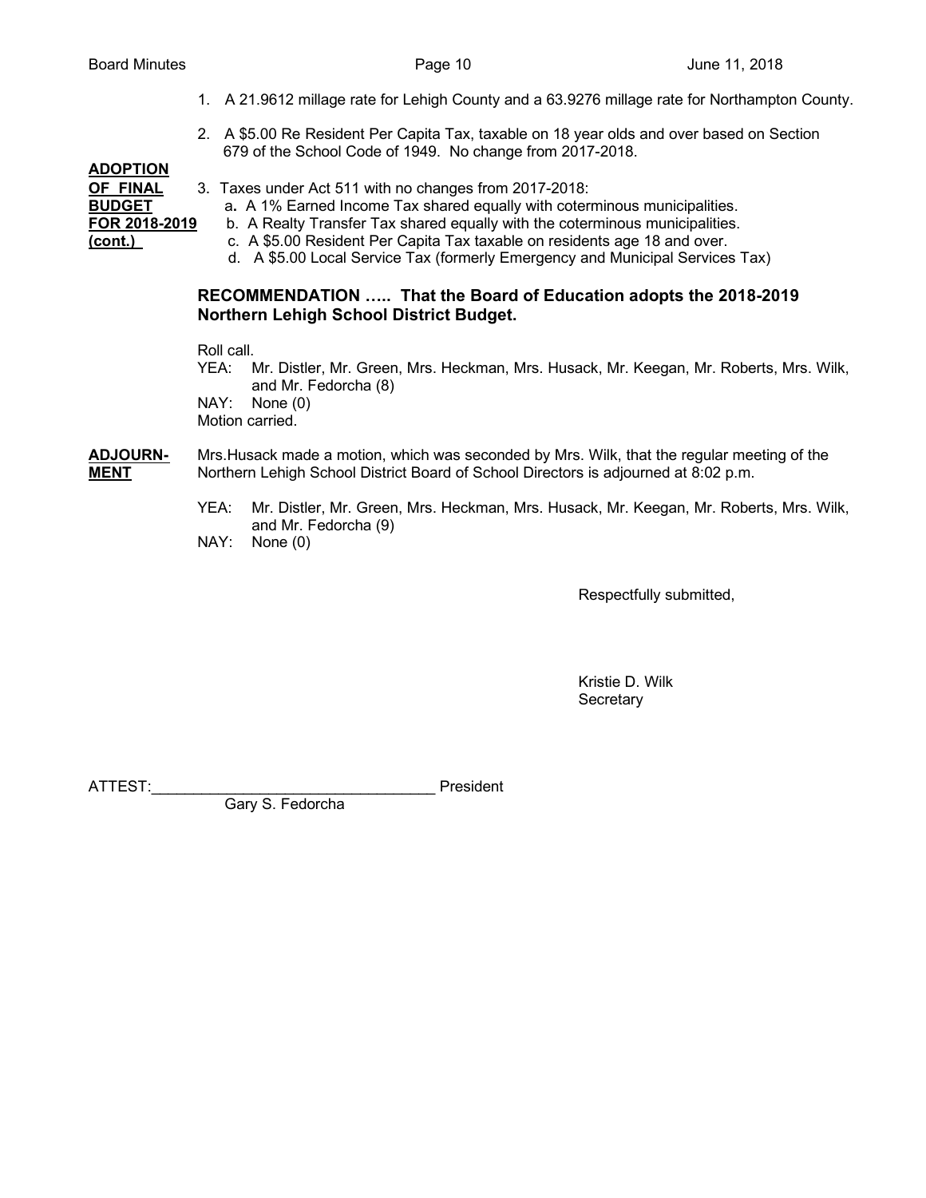1. A 21.9612 millage rate for Lehigh County and a 63.9276 millage rate for Northampton County.

2. A $5.00 Re Resident Per Capita Tax, taxable on 18 year olds and over based on Section 679 of the School Code of 1949. No change from 2017-2018.

**ADOPTION OF FINAL BUDGET FOR 2018-2019 (cont.)**

3. Taxes under Act 511 with no changes from 2017-2018:
   a. A 1% Earned Income Tax shared equally with coterminous municipalities.
   b. A Realty Transfer Tax shared equally with the coterminous municipalities.
   c. A $5.00 Resident Per Capita Tax taxable on residents age 18 and over.
   d. A $5.00 Local Service Tax (formerly Emergency and Municipal Services Tax)

**RECOMMENDATION ….. That the Board of Education adopts the 2018-2019 Northern Lehigh School District Budget.**

Roll call.
YEA: Mr. Distler, Mr. Green, Mrs. Heckman, Mrs. Husack, Mr. Keegan, Mr. Roberts, Mrs. Wilk, and Mr. Fedorcha (8)
NAY: None (0)
Motion carried.

**ADJOURN-MENT**

Mrs.Husack made a motion, which was seconded by Mrs. Wilk, that the regular meeting of the Northern Lehigh School District Board of School Directors is adjourned at 8:02 p.m.

YEA: Mr. Distler, Mr. Green, Mrs. Heckman, Mrs. Husack, Mr. Keegan, Mr. Roberts, Mrs. Wilk, and Mr. Fedorcha (9)
NAY: None (0)

Respectfully submitted,

Kristie D. Wilk
Secretary

ATTEST:_________________________________ President
Gary S. Fedorcha